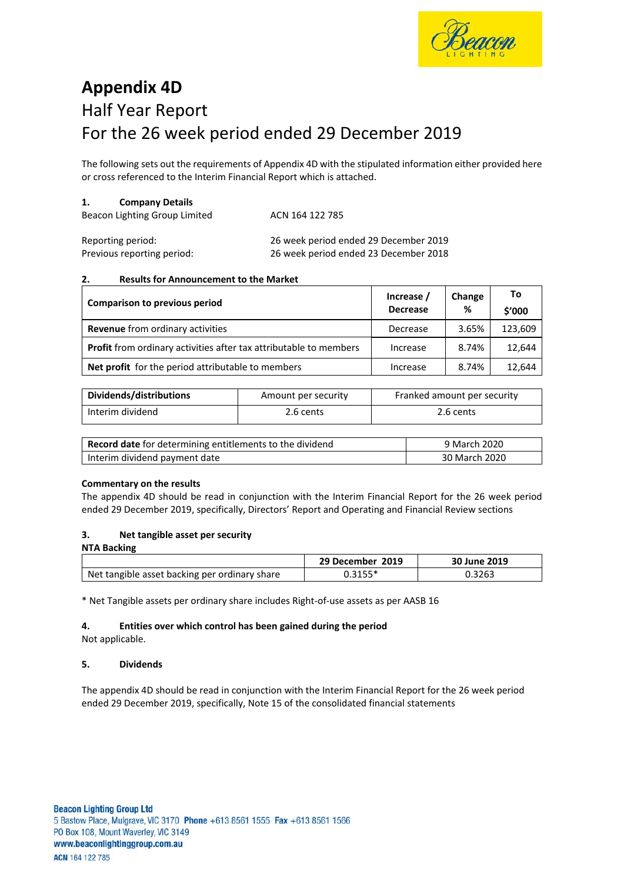# Appendix 4D

## Half Year Report

## For the 26 week period ended 29 December 2019

The following sets out the requirements of Appendix 4D with the stipulated information either provided here or cross referenced to the Interim Financial Report which is attached.

### 1. Company Details

| | |
|---|---|
| Beacon Lighting Group Limited | ACN 164 122 785 |
| Reporting period: | 26 week period ended 29 December 2019 |
| Previous reporting period: | 26 week period ended 23 December 2018 |

### 2. Results for Announcement to the Market

| Comparison to previous period | Increase / Decrease | Change % | To $'000 |
|---|---|---|---|
| **Revenue** from ordinary activities | Decrease | 3.65% | 123,609 |
| **Profit** from ordinary activities after tax attributable to members | Increase | 8.74% | 12,644 |
| **Net profit** for the period attributable to members | Increase | 8.74% | 12,644 |

| Dividends/distributions | Amount per security | Franked amount per security |
|---|---|---|
| Interim dividend | 2.6 cents | 2.6 cents |

| | |
|---|---|
| **Record date** for determining entitlements to the dividend | 9 March 2020 |
| Interim dividend payment date | 30 March 2020 |

**Commentary on the results**

The appendix 4D should be read in conjunction with the Interim Financial Report for the 26 week period ended 29 December 2019, specifically, Directors' Report and Operating and Financial Review sections

### 3. Net tangible asset per security

**NTA Backing**

| | 29 December 2019 | 30 June 2019 |
|---|---|---|
| Net tangible asset backing per ordinary share | 0.3155* | 0.3263 |

* Net Tangible assets per ordinary share includes Right-of-use assets as per AASB 16

### 4. Entities over which control has been gained during the period

Not applicable.

### 5. Dividends

The appendix 4D should be read in conjunction with the Interim Financial Report for the 26 week period ended 29 December 2019, specifically, Note 15 of the consolidated financial statements

**Beacon Lighting Group Ltd**
5 Bastow Place, Mulgrave, VIC 3170 **Phone** +613 8561 1555 **Fax** +613 8561 1566
PO Box 108, Mount Waverley, VIC 3149
**www.beaconlightinggroup.com.au**
**ACN** 164 122 785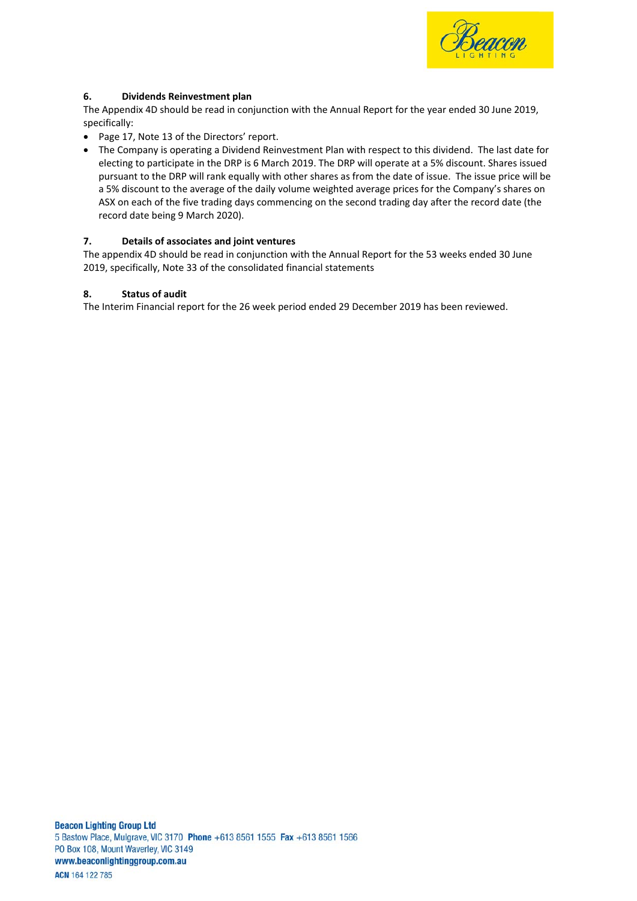### 6. Dividends Reinvestment plan

The Appendix 4D should be read in conjunction with the Annual Report for the year ended 30 June 2019, specifically:

- Page 17, Note 13 of the Directors' report.
- The Company is operating a Dividend Reinvestment Plan with respect to this dividend. The last date for electing to participate in the DRP is 6 March 2019. The DRP will operate at a 5% discount. Shares issued pursuant to the DRP will rank equally with other shares as from the date of issue. The issue price will be a 5% discount to the average of the daily volume weighted average prices for the Company's shares on ASX on each of the five trading days commencing on the second trading day after the record date (the record date being 9 March 2020).

### 7. Details of associates and joint ventures

The appendix 4D should be read in conjunction with the Annual Report for the 53 weeks ended 30 June 2019, specifically, Note 33 of the consolidated financial statements

### 8. Status of audit

The Interim Financial report for the 26 week period ended 29 December 2019 has been reviewed.

**Beacon Lighting Group Ltd**
5 Bastow Place, Mulgrave, VIC 3170 **Phone** +613 8561 1555 **Fax** +613 8561 1566
PO Box 108, Mount Waverley, VIC 3149
**www.beaconlightinggroup.com.au**
**ACN** 164 122 785